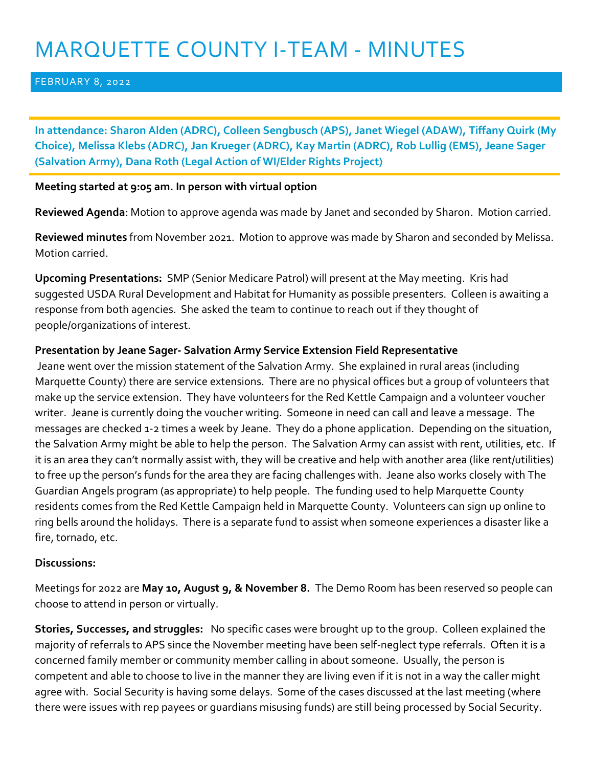# MARQUETTE COUNTY I-TEAM - MINUTES

FEBRUARY 8, 2022

**In attendance: Sharon Alden (ADRC), Colleen Sengbusch (APS), Janet Wiegel (ADAW), Tiffany Quirk (My Choice), Melissa Klebs (ADRC), Jan Krueger (ADRC), Kay Martin (ADRC), Rob Lullig (EMS), Jeane Sager (Salvation Army), Dana Roth (Legal Action of WI/Elder Rights Project)**

**Meeting started at 9:05 am. In person with virtual option**

**Reviewed Agenda**: Motion to approve agenda was made by Janet and seconded by Sharon. Motion carried.

**Reviewed minutes** from November 2021. Motion to approve was made by Sharon and seconded by Melissa. Motion carried.

**Upcoming Presentations:** SMP (Senior Medicare Patrol) will present at the May meeting. Kris had suggested USDA Rural Development and Habitat for Humanity as possible presenters. Colleen is awaiting a response from both agencies. She asked the team to continue to reach out if they thought of people/organizations of interest.

**Presentation by Jeane Sager- Salvation Army Service Extension Field Representative**

Jeane went over the mission statement of the Salvation Army. She explained in rural areas (including Marquette County) there are service extensions. There are no physical offices but a group of volunteers that make up the service extension. They have volunteers for the Red Kettle Campaign and a volunteer voucher writer. Jeane is currently doing the voucher writing. Someone in need can call and leave a message. The messages are checked 1-2 times a week by Jeane. They do a phone application. Depending on the situation, the Salvation Army might be able to help the person. The Salvation Army can assist with rent, utilities, etc. If it is an area they can't normally assist with, they will be creative and help with another area (like rent/utilities) to free up the person's funds for the area they are facing challenges with. Jeane also works closely with The Guardian Angels program (as appropriate) to help people. The funding used to help Marquette County residents comes from the Red Kettle Campaign held in Marquette County. Volunteers can sign up online to ring bells around the holidays. There is a separate fund to assist when someone experiences a disaster like a fire, tornado, etc.

**Discussions:**

Meetings for 2022 are **May 10, August 9, & November 8.** The Demo Room has been reserved so people can choose to attend in person or virtually.

**Stories, Successes, and struggles:** No specific cases were brought up to the group. Colleen explained the majority of referrals to APS since the November meeting have been self-neglect type referrals. Often it is a concerned family member or community member calling in about someone. Usually, the person is competent and able to choose to live in the manner they are living even if it is not in a way the caller might agree with. Social Security is having some delays. Some of the cases discussed at the last meeting (where there were issues with rep payees or guardians misusing funds) are still being processed by Social Security.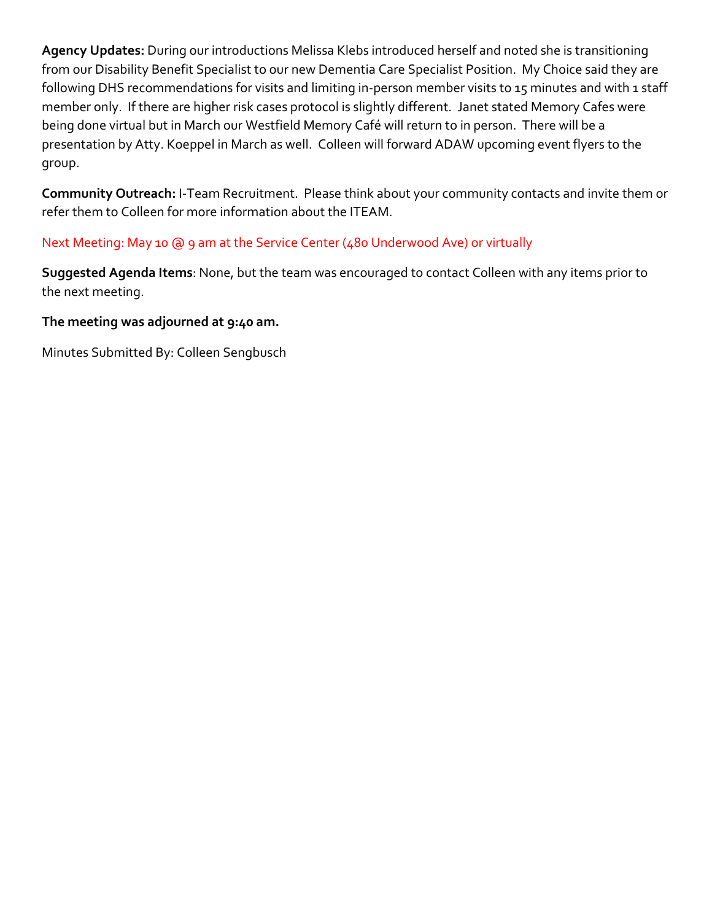**Agency Updates:** During our introductions Melissa Klebs introduced herself and noted she is transitioning from our Disability Benefit Specialist to our new Dementia Care Specialist Position. My Choice said they are following DHS recommendations for visits and limiting in-person member visits to 15 minutes and with 1 staff member only. If there are higher risk cases protocol is slightly different. Janet stated Memory Cafes were being done virtual but in March our Westfield Memory Café will return to in person. There will be a presentation by Atty. Koeppel in March as well. Colleen will forward ADAW upcoming event flyers to the group.

**Community Outreach:** I-Team Recruitment. Please think about your community contacts and invite them or refer them to Colleen for more information about the ITEAM.

Next Meeting: May 10 @ 9 am at the Service Center (480 Underwood Ave) or virtually

**Suggested Agenda Items**: None, but the team was encouraged to contact Colleen with any items prior to the next meeting.

**The meeting was adjourned at 9:40 am.**

Minutes Submitted By: Colleen Sengbusch